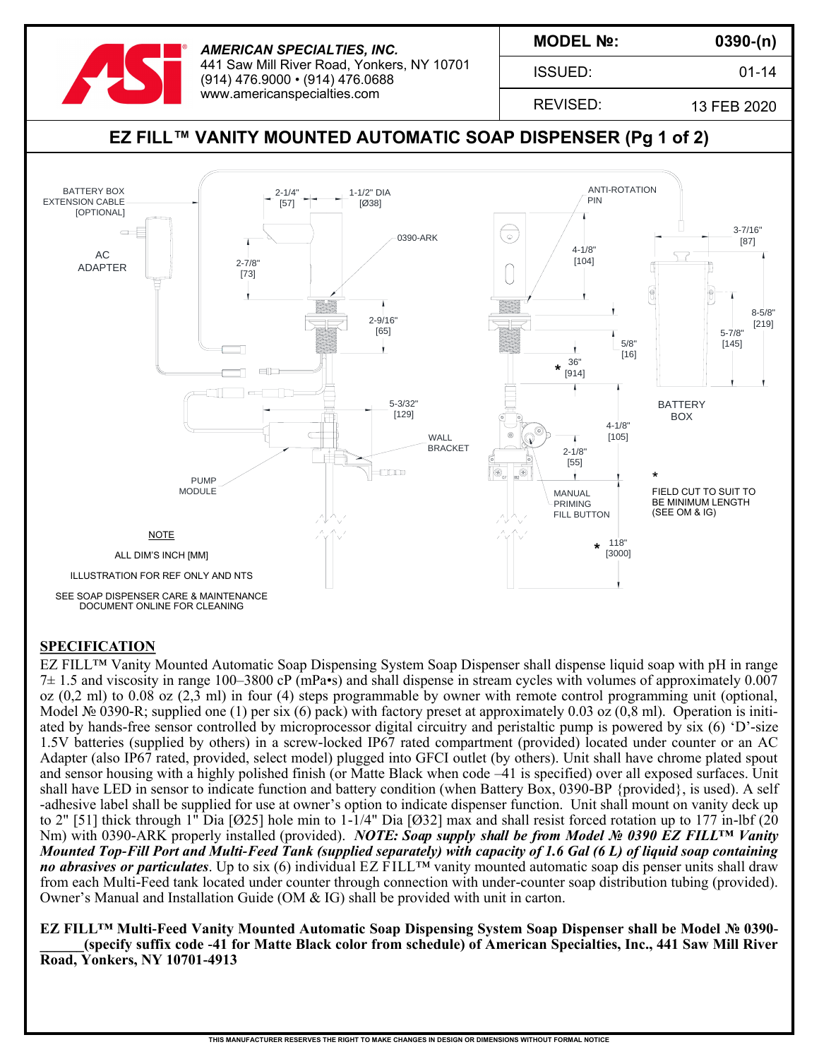**AMERICAN SPECIALTIES, INC.**
441 Saw Mill River Road, Yonkers, NY 10701
(914) 476.9000 • (914) 476.0688
www.americanspecialties.com

| MODEL №: | 0390-(n) |
|---|---|
| ISSUED: | 01-14 |
| REVISED: | 13 FEB 2020 |

# EZ FILL™ VANITY MOUNTED AUTOMATIC SOAP DISPENSER (Pg 1 of 2)

BATTERY BOX EXTENSION CABLE [OPTIONAL]

AC ADAPTER

2-1/4" [57]

1-1/2" DIA [Ø38]

0390-ARK

2-7/8" [73]

2-9/16" [65]

5-3/32" [129]

WALL BRACKET

PUMP MODULE

ANTI-ROTATION PIN

4-1/8" [104]

5/8" [16]

* 36" [914]

4-1/8" [105]

2-1/8" [55]

MANUAL PRIMING FILL BUTTON

* 118" [3000]

3-7/16" [87]

8-5/8" [219]

5-7/8" [145]

BATTERY BOX

* FIELD CUT TO SUIT TO BE MINIMUM LENGTH (SEE OM & IG)

NOTE

ALL DIM'S INCH [MM]

ILLUSTRATION FOR REF ONLY AND NTS

SEE SOAP DISPENSER CARE & MAINTENANCE DOCUMENT ONLINE FOR CLEANING

## SPECIFICATION

EZ FILL™ Vanity Mounted Automatic Soap Dispensing System Soap Dispenser shall dispense liquid soap with pH in range 7± 1.5 and viscosity in range 100–3800 cP (mPa•s) and shall dispense in stream cycles with volumes of approximately 0.007 oz (0,2 ml) to 0.08 oz (2,3 ml) in four (4) steps programmable by owner with remote control programming unit (optional, Model № 0390-R; supplied one (1) per six (6) pack) with factory preset at approximately 0.03 oz (0,8 ml). Operation is initiated by hands-free sensor controlled by microprocessor digital circuitry and peristaltic pump is powered by six (6) 'D'-size 1.5V batteries (supplied by others) in a screw-locked IP67 rated compartment (provided) located under counter or an AC Adapter (also IP67 rated, provided, select model) plugged into GFCI outlet (by others). Unit shall have chrome plated spout and sensor housing with a highly polished finish (or Matte Black when code –41 is specified) over all exposed surfaces. Unit shall have LED in sensor to indicate function and battery condition (when Battery Box, 0390-BP {provided}, is used). A self-adhesive label shall be supplied for use at owner's option to indicate dispenser function. Unit shall mount on vanity deck up to 2" [51] thick through 1" Dia [Ø25] hole min to 1-1/4" Dia [Ø32] max and shall resist forced rotation up to 177 in-lbf (20 Nm) with 0390-ARK properly installed (provided). ***NOTE: Soap supply shall be from Model № 0390 EZ FILL™ Vanity Mounted Top-Fill Port and Multi-Feed Tank (supplied separately) with capacity of 1.6 Gal (6 L) of liquid soap containing no abrasives or particulates***. Up to six (6) individual EZ FILL™ vanity mounted automatic soap dis penser units shall draw from each Multi-Feed tank located under counter through connection with under-counter soap distribution tubing (provided). Owner's Manual and Installation Guide (OM & IG) shall be provided with unit in carton.

**EZ FILL™ Multi-Feed Vanity Mounted Automatic Soap Dispensing System Soap Dispenser shall be Model № 0390-______(specify suffix code -41 for Matte Black color from schedule) of American Specialties, Inc., 441 Saw Mill River Road, Yonkers, NY 10701-4913**

THIS MANUFACTURER RESERVES THE RIGHT TO MAKE CHANGES IN DESIGN OR DIMENSIONS WITHOUT FORMAL NOTICE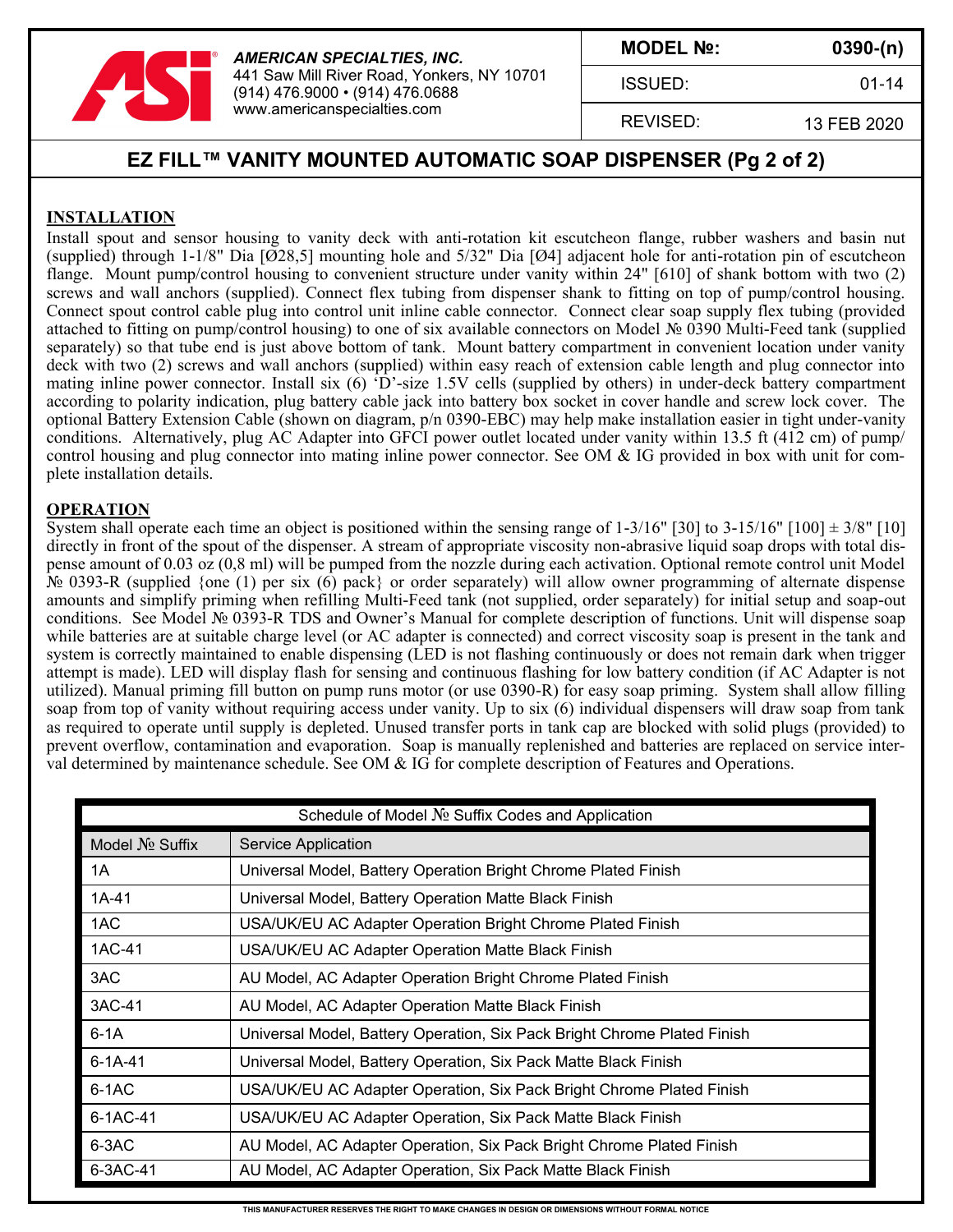**AMERICAN SPECIALTIES, INC.**
441 Saw Mill River Road, Yonkers, NY 10701
(914) 476.9000 • (914) 476.0688
www.americanspecialties.com

| | |
|---|---|
| **MODEL №:** | **0390-(n)** |
| ISSUED: | 01-14 |
| REVISED: | 13 FEB 2020 |

# EZ FILL™ VANITY MOUNTED AUTOMATIC SOAP DISPENSER (Pg 2 of 2)

## INSTALLATION

Install spout and sensor housing to vanity deck with anti-rotation kit escutcheon flange, rubber washers and basin nut (supplied) through 1-1/8" Dia [Ø28,5] mounting hole and 5/32" Dia [Ø4] adjacent hole for anti-rotation pin of escutcheon flange. Mount pump/control housing to convenient structure under vanity within 24" [610] of shank bottom with two (2) screws and wall anchors (supplied). Connect flex tubing from dispenser shank to fitting on top of pump/control housing. Connect spout control cable plug into control unit inline cable connector. Connect clear soap supply flex tubing (provided attached to fitting on pump/control housing) to one of six available connectors on Model № 0390 Multi-Feed tank (supplied separately) so that tube end is just above bottom of tank. Mount battery compartment in convenient location under vanity deck with two (2) screws and wall anchors (supplied) within easy reach of extension cable length and plug connector into mating inline power connector. Install six (6) 'D'-size 1.5V cells (supplied by others) in under-deck battery compartment according to polarity indication, plug battery cable jack into battery box socket in cover handle and screw lock cover. The optional Battery Extension Cable (shown on diagram, p/n 0390-EBC) may help make installation easier in tight under-vanity conditions. Alternatively, plug AC Adapter into GFCI power outlet located under vanity within 13.5 ft (412 cm) of pump/control housing and plug connector into mating inline power connector. See OM & IG provided in box with unit for complete installation details.

## OPERATION

System shall operate each time an object is positioned within the sensing range of 1-3/16" [30] to 3-15/16" [100] ± 3/8" [10] directly in front of the spout of the dispenser. A stream of appropriate viscosity non-abrasive liquid soap drops with total dispense amount of 0.03 oz (0,8 ml) will be pumped from the nozzle during each activation. Optional remote control unit Model № 0393-R (supplied {one (1) per six (6) pack} or order separately) will allow owner programming of alternate dispense amounts and simplify priming when refilling Multi-Feed tank (not supplied, order separately) for initial setup and soap-out conditions. See Model № 0393-R TDS and Owner's Manual for complete description of functions. Unit will dispense soap while batteries are at suitable charge level (or AC adapter is connected) and correct viscosity soap is present in the tank and system is correctly maintained to enable dispensing (LED is not flashing continuously or does not remain dark when trigger attempt is made). LED will display flash for sensing and continuous flashing for low battery condition (if AC Adapter is not utilized). Manual priming fill button on pump runs motor (or use 0390-R) for easy soap priming. System shall allow filling soap from top of vanity without requiring access under vanity. Up to six (6) individual dispensers will draw soap from tank as required to operate until supply is depleted. Unused transfer ports in tank cap are blocked with solid plugs (provided) to prevent overflow, contamination and evaporation. Soap is manually replenished and batteries are replaced on service interval determined by maintenance schedule. See OM & IG for complete description of Features and Operations.

| Schedule of Model № Suffix Codes and Application | |
|---|---|
| Model № Suffix | Service Application |
| 1A | Universal Model, Battery Operation Bright Chrome Plated Finish |
| 1A-41 | Universal Model, Battery Operation Matte Black Finish |
| 1AC | USA/UK/EU AC Adapter Operation Bright Chrome Plated Finish |
| 1AC-41 | USA/UK/EU AC Adapter Operation Matte Black Finish |
| 3AC | AU Model, AC Adapter Operation Bright Chrome Plated Finish |
| 3AC-41 | AU Model, AC Adapter Operation Matte Black Finish |
| 6-1A | Universal Model, Battery Operation, Six Pack Bright Chrome Plated Finish |
| 6-1A-41 | Universal Model, Battery Operation, Six Pack Matte Black Finish |
| 6-1AC | USA/UK/EU AC Adapter Operation, Six Pack Bright Chrome Plated Finish |
| 6-1AC-41 | USA/UK/EU AC Adapter Operation, Six Pack Matte Black Finish |
| 6-3AC | AU Model, AC Adapter Operation, Six Pack Bright Chrome Plated Finish |
| 6-3AC-41 | AU Model, AC Adapter Operation, Six Pack Matte Black Finish |

THIS MANUFACTURER RESERVES THE RIGHT TO MAKE CHANGES IN DESIGN OR DIMENSIONS WITHOUT FORMAL NOTICE